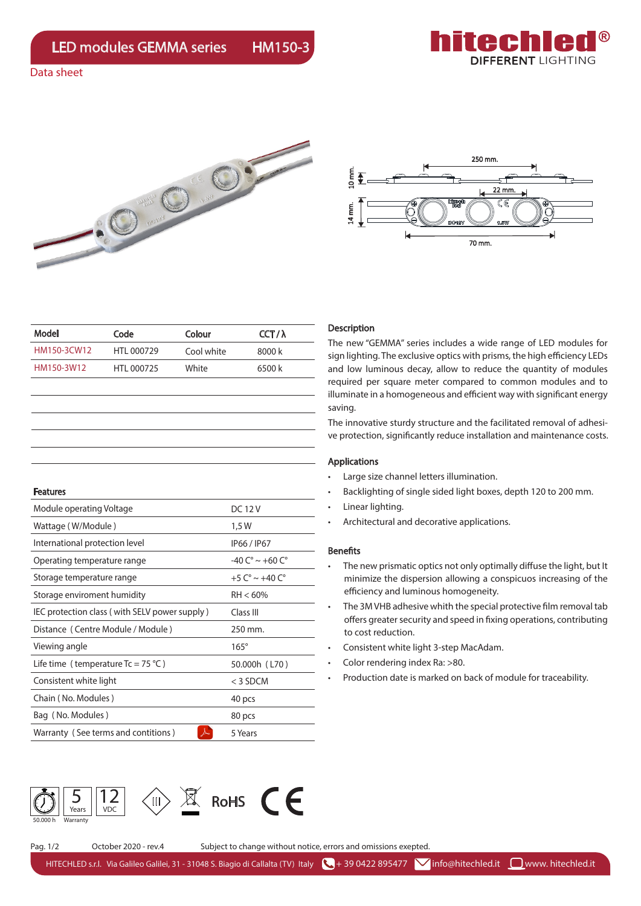# LED modules GEMMA series HM150-3

**hitechled®** DIFFERENT LIGHTING

Data sheet

250 mm.

10 mm.

22 mm.

14 mm.

70 mm.

| Model | Code | Colour | CCT / λ |
| --- | --- | --- | --- |
| HM150-3CW12 | HTL 000729 | Cool white | 8000 k |
| HM150-3W12 | HTL 000725 | White | 6500 k |

## Description

The new "GEMMA" series includes a wide range of LED modules for sign lighting. The exclusive optics with prisms, the high efficiency LEDs and low luminous decay, allow to reduce the quantity of modules required per square meter compared to common modules and to illuminate in a homogeneous and efficient way with significant energy saving.

The innovative sturdy structure and the facilitated removal of adhesive protection, significantly reduce installation and maintenance costs.

## Applications

- Large size channel letters illumination.
- Backlighting of single sided light boxes, depth 120 to 200 mm.
- Linear lighting.
- Architectural and decorative applications.

## Features

| Features | |
| --- | --- |
| Module operating Voltage | DC 12 V |
| Wattage ( W/Module ) | 1,5 W |
| International protection level | IP66 / IP67 |
| Operating temperature range | -40 C° ~ +60 C° |
| Storage temperature range | +5 C° ~ +40 C° |
| Storage enviroment humidity | RH < 60% |
| IEC protection class ( with SELV power supply ) | Class III |
| Distance ( Centre Module / Module ) | 250 mm. |
| Viewing angle | 165° |
| Life time ( temperature Tc = 75 °C ) | 50.000h ( L70 ) |
| Consistent white light | < 3 SDCM |
| Chain ( No. Modules ) | 40 pcs |
| Bag ( No. Modules ) | 80 pcs |
| Warranty ( See terms and contitions ) | 5 Years |

## Benefits

- The new prismatic optics not only optimally diffuse the light, but It minimize the dispersion allowing a conspicuos increasing of the efficiency and luminous homogeneity.
- The 3M VHB adesive whith the special protective film removal tab offers greater security and speed in fixing operations, contributing to cost reduction.
- Consistent white light 3-step MacAdam.
- Color rendering index Ra: >80.
- Production date is marked on back of module for traceability.

50.000 h | 5 Years Warranty | 12 VDC | RoHS | CE

October 2020 - rev.4 Subject to change without notice, errors and omissions exepted.

HITECHLED s.r.l. Via Galileo Galilei, 31 - 31048 S. Biagio di Callalta (TV) Italy + 39 0422 895477 info@hitechled.it www. hitechled.it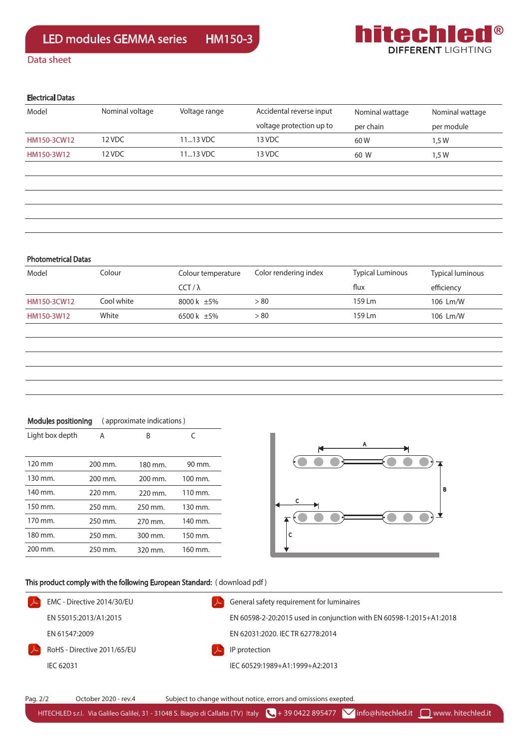# LED modules GEMMA series HM150-3

Data sheet

### Electrical Datas

| Model | Nominal voltage | Voltage range | Accidental reverse input voltage protection up to | Nominal wattage per chain | Nominal wattage per module |
|---|---|---|---|---|---|
| HM150-3CW12 | 12 VDC | 11...13 VDC | 13 VDC | 60 W | 1,5 W |
| HM150-3W12 | 12 VDC | 11...13 VDC | 13 VDC | 60 W | 1,5 W |

### Photometrical Datas

| Model | Colour | Colour temperature CCT / λ | Color rendering index | Typical Luminous flux | Typical luminous efficiency |
|---|---|---|---|---|---|
| HM150-3CW12 | Cool white | 8000 k ±5% | > 80 | 159 Lm | 106 Lm/W |
| HM150-3W12 | White | 6500 k ±5% | > 80 | 159 Lm | 106 Lm/W |

### Modules positioning ( approximate indications )

| Light box depth | A | B | C |
|---|---|---|---|
| 120 mm | 200 mm. | 180 mm. | 90 mm. |
| 130 mm. | 200 mm. | 200 mm. | 100 mm. |
| 140 mm. | 220 mm. | 220 mm. | 110 mm. |
| 150 mm. | 250 mm. | 250 mm. | 130 mm. |
| 170 mm. | 250 mm. | 270 mm. | 140 mm. |
| 180 mm. | 250 mm. | 300 mm. | 150 mm. |
| 200 mm. | 250 mm. | 320 mm. | 160 mm. |

A
B
C
C

### This product comply with the following European Standard: ( download pdf )

EMC - Directive 2014/30/EU

EN 55015:2013/A1:2015

EN 61547:2009

RoHS - Directive 2011/65/EU

IEC 62031

General safety requirement for luminaires

EN 60598-2-20:2015 used in conjunction with EN 60598-1:2015+A1:2018

EN 62031:2020. IEC TR 62778:2014

IP protection

IEC 60529:1989+A1:1999+A2:2013

October 2020 - rev.4    Subject to change without notice, errors and omissions exepted.

HITECHLED s.r.l. Via Galileo Galilei, 31 - 31048 S. Biagio di Callalta (TV) Italy + 39 0422 895477 info@hitechled.it www. hitechled.it